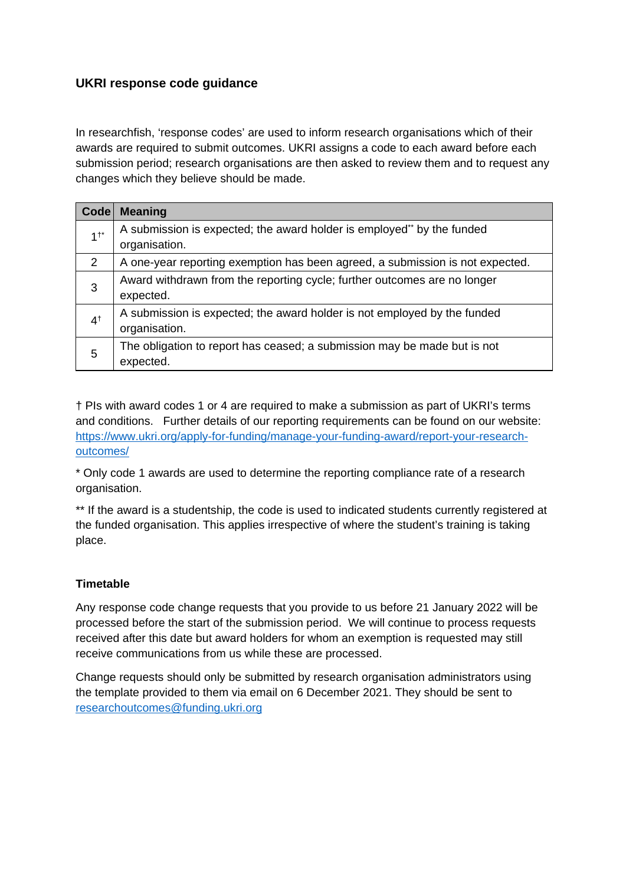## UKRI response code guidance

In researchfish, 'response codes' are used to inform research organisations which of their awards are required to submit outcomes. UKRI assigns a code to each award before each submission period; research organisations are then asked to review them and to request any changes which they believe should be made.

| Code | Meaning |
|---|---|
| 1†* | A submission is expected; the award holder is employed** by the funded organisation. |
| 2 | A one-year reporting exemption has been agreed, a submission is not expected. |
| 3 | Award withdrawn from the reporting cycle; further outcomes are no longer expected. |
| 4† | A submission is expected; the award holder is not employed by the funded organisation. |
| 5 | The obligation to report has ceased; a submission may be made but is not expected. |

† PIs with award codes 1 or 4 are required to make a submission as part of UKRI's terms and conditions. Further details of our reporting requirements can be found on our website: [https://www.ukri.org/apply-for-funding/manage-your-funding-award/report-your-research-outcomes/](https://www.ukri.org/apply-for-funding/manage-your-funding-award/report-your-research-outcomes/)

* Only code 1 awards are used to determine the reporting compliance rate of a research organisation.

** If the award is a studentship, the code is used to indicated students currently registered at the funded organisation. This applies irrespective of where the student's training is taking place.

### Timetable

Any response code change requests that you provide to us before 21 January 2022 will be processed before the start of the submission period. We will continue to process requests received after this date but award holders for whom an exemption is requested may still receive communications from us while these are processed.

Change requests should only be submitted by research organisation administrators using the template provided to them via email on 6 December 2021. They should be sent to [researchoutcomes@funding.ukri.org](mailto:researchoutcomes@funding.ukri.org)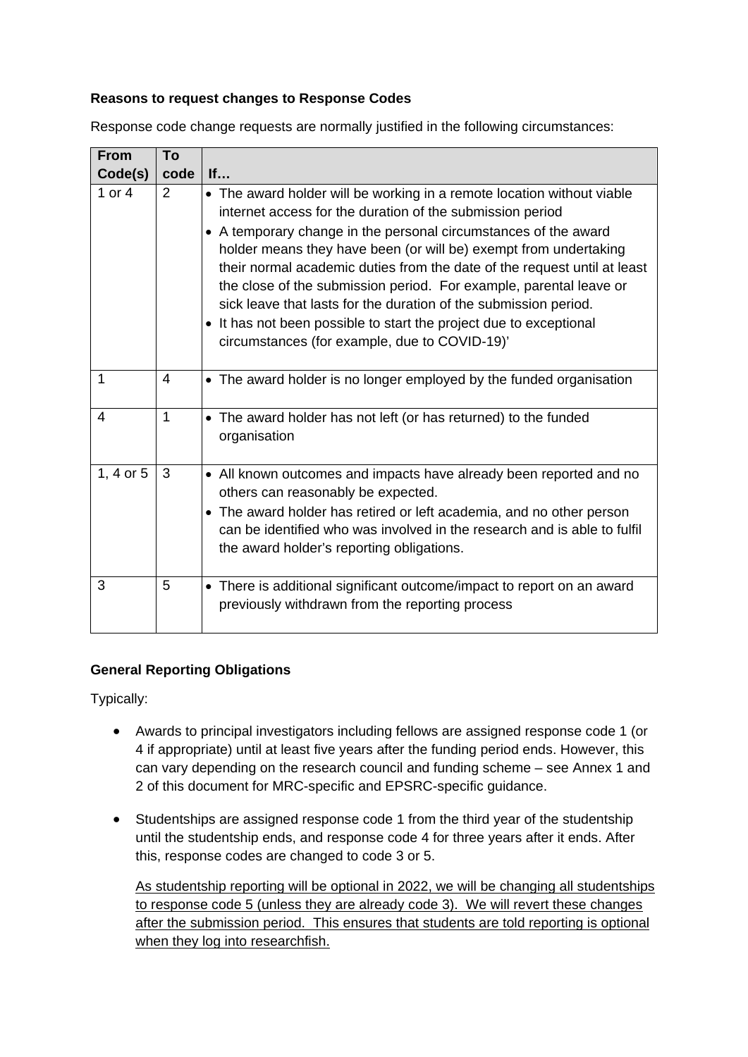**Reasons to request changes to Response Codes**

Response code change requests are normally justified in the following circumstances:

| From Code(s) | To code | If… |
|---|---|---|
| 1 or 4 | 2 | • The award holder will be working in a remote location without viable internet access for the duration of the submission period<br>• A temporary change in the personal circumstances of the award holder means they have been (or will be) exempt from undertaking their normal academic duties from the date of the request until at least the close of the submission period. For example, parental leave or sick leave that lasts for the duration of the submission period.<br>• It has not been possible to start the project due to exceptional circumstances (for example, due to COVID-19)' |
| 1 | 4 | • The award holder is no longer employed by the funded organisation |
| 4 | 1 | • The award holder has not left (or has returned) to the funded organisation |
| 1, 4 or 5 | 3 | • All known outcomes and impacts have already been reported and no others can reasonably be expected.<br>• The award holder has retired or left academia, and no other person can be identified who was involved in the research and is able to fulfil the award holder's reporting obligations. |
| 3 | 5 | • There is additional significant outcome/impact to report on an award previously withdrawn from the reporting process |

**General Reporting Obligations**

Typically:

- Awards to principal investigators including fellows are assigned response code 1 (or 4 if appropriate) until at least five years after the funding period ends. However, this can vary depending on the research council and funding scheme – see Annex 1 and 2 of this document for MRC-specific and EPSRC-specific guidance.

- Studentships are assigned response code 1 from the third year of the studentship until the studentship ends, and response code 4 for three years after it ends. After this, response codes are changed to code 3 or 5.

  <u>As studentship reporting will be optional in 2022, we will be changing all studentships to response code 5 (unless they are already code 3). We will revert these changes after the submission period. This ensures that students are told reporting is optional when they log into researchfish.</u>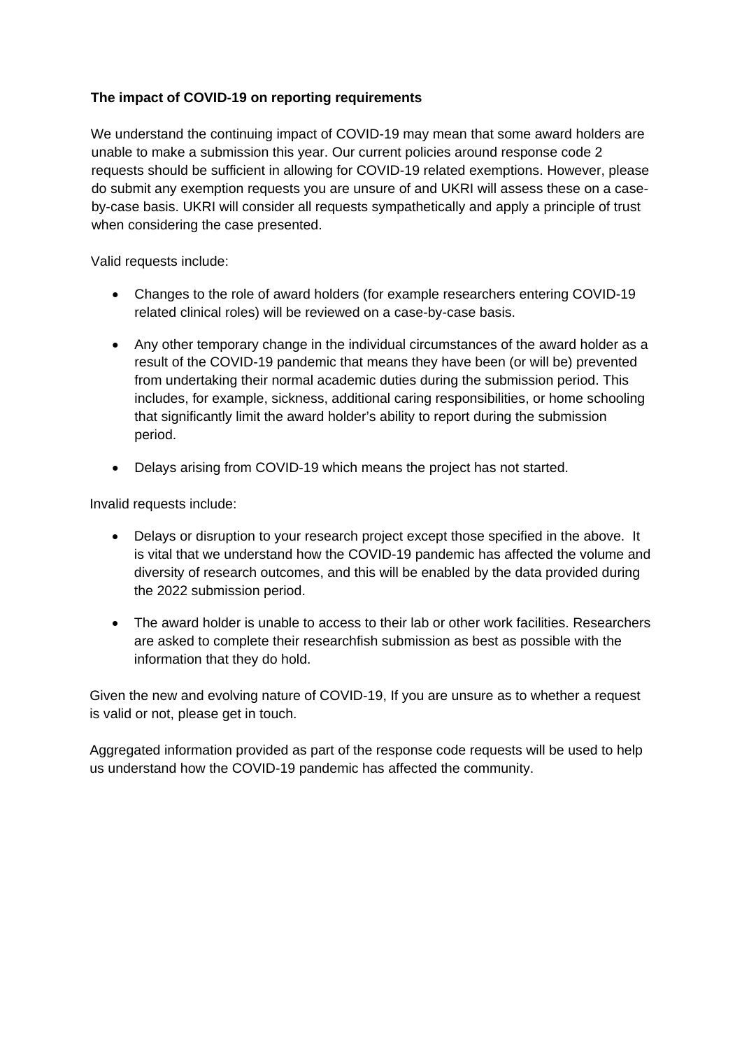**The impact of COVID-19 on reporting requirements**

We understand the continuing impact of COVID-19 may mean that some award holders are unable to make a submission this year. Our current policies around response code 2 requests should be sufficient in allowing for COVID-19 related exemptions. However, please do submit any exemption requests you are unsure of and UKRI will assess these on a case-by-case basis. UKRI will consider all requests sympathetically and apply a principle of trust when considering the case presented.

Valid requests include:

- Changes to the role of award holders (for example researchers entering COVID-19 related clinical roles) will be reviewed on a case-by-case basis.
- Any other temporary change in the individual circumstances of the award holder as a result of the COVID-19 pandemic that means they have been (or will be) prevented from undertaking their normal academic duties during the submission period. This includes, for example, sickness, additional caring responsibilities, or home schooling that significantly limit the award holder's ability to report during the submission period.
- Delays arising from COVID-19 which means the project has not started.

Invalid requests include:

- Delays or disruption to your research project except those specified in the above. It is vital that we understand how the COVID-19 pandemic has affected the volume and diversity of research outcomes, and this will be enabled by the data provided during the 2022 submission period.
- The award holder is unable to access to their lab or other work facilities. Researchers are asked to complete their researchfish submission as best as possible with the information that they do hold.

Given the new and evolving nature of COVID-19, If you are unsure as to whether a request is valid or not, please get in touch.

Aggregated information provided as part of the response code requests will be used to help us understand how the COVID-19 pandemic has affected the community.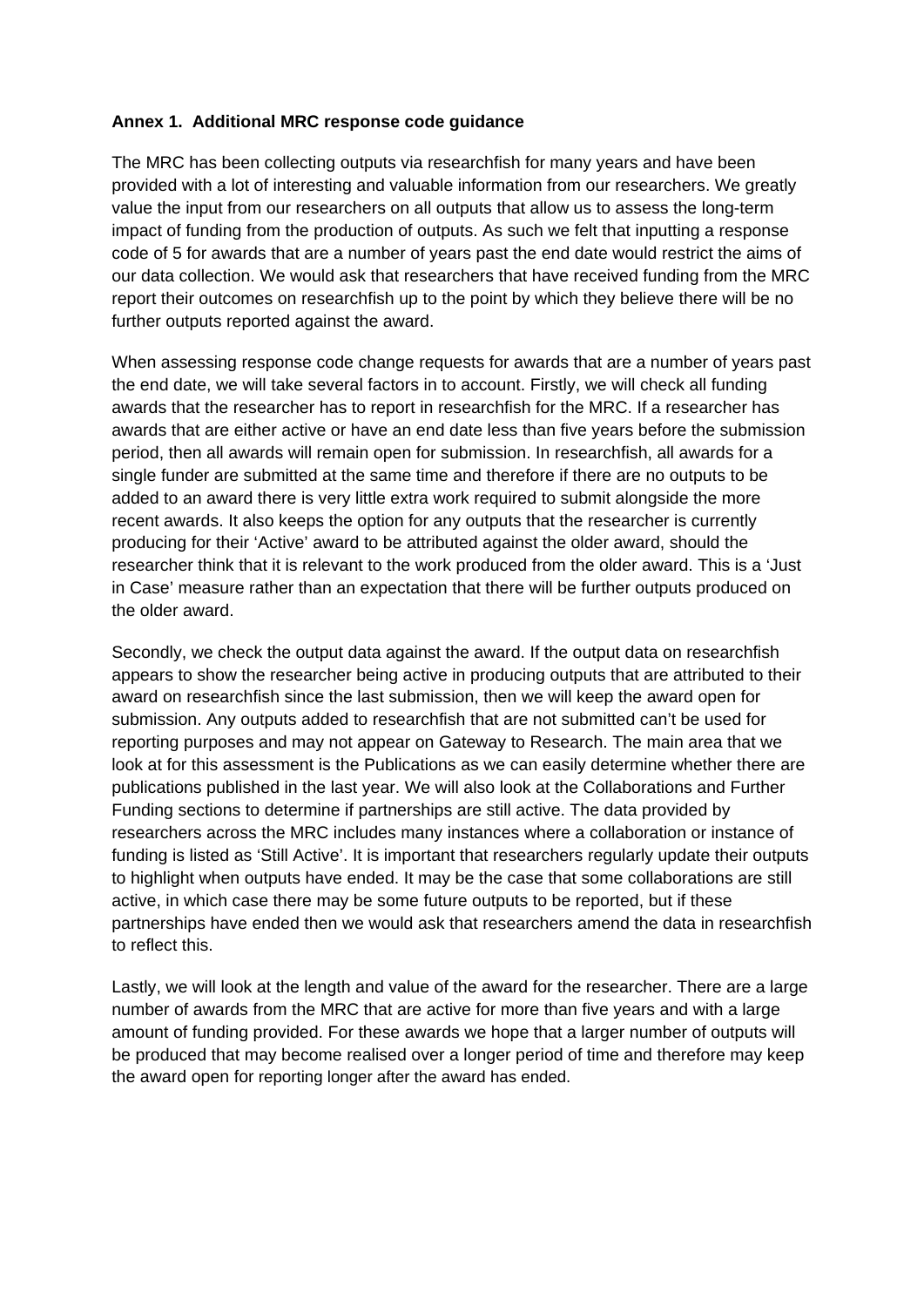**Annex 1. Additional MRC response code guidance**

The MRC has been collecting outputs via researchfish for many years and have been provided with a lot of interesting and valuable information from our researchers. We greatly value the input from our researchers on all outputs that allow us to assess the long-term impact of funding from the production of outputs. As such we felt that inputting a response code of 5 for awards that are a number of years past the end date would restrict the aims of our data collection. We would ask that researchers that have received funding from the MRC report their outcomes on researchfish up to the point by which they believe there will be no further outputs reported against the award.

When assessing response code change requests for awards that are a number of years past the end date, we will take several factors in to account. Firstly, we will check all funding awards that the researcher has to report in researchfish for the MRC. If a researcher has awards that are either active or have an end date less than five years before the submission period, then all awards will remain open for submission. In researchfish, all awards for a single funder are submitted at the same time and therefore if there are no outputs to be added to an award there is very little extra work required to submit alongside the more recent awards. It also keeps the option for any outputs that the researcher is currently producing for their 'Active' award to be attributed against the older award, should the researcher think that it is relevant to the work produced from the older award. This is a 'Just in Case' measure rather than an expectation that there will be further outputs produced on the older award.

Secondly, we check the output data against the award. If the output data on researchfish appears to show the researcher being active in producing outputs that are attributed to their award on researchfish since the last submission, then we will keep the award open for submission. Any outputs added to researchfish that are not submitted can't be used for reporting purposes and may not appear on Gateway to Research. The main area that we look at for this assessment is the Publications as we can easily determine whether there are publications published in the last year. We will also look at the Collaborations and Further Funding sections to determine if partnerships are still active. The data provided by researchers across the MRC includes many instances where a collaboration or instance of funding is listed as 'Still Active'. It is important that researchers regularly update their outputs to highlight when outputs have ended. It may be the case that some collaborations are still active, in which case there may be some future outputs to be reported, but if these partnerships have ended then we would ask that researchers amend the data in researchfish to reflect this.

Lastly, we will look at the length and value of the award for the researcher. There are a large number of awards from the MRC that are active for more than five years and with a large amount of funding provided. For these awards we hope that a larger number of outputs will be produced that may become realised over a longer period of time and therefore may keep the award open for reporting longer after the award has ended.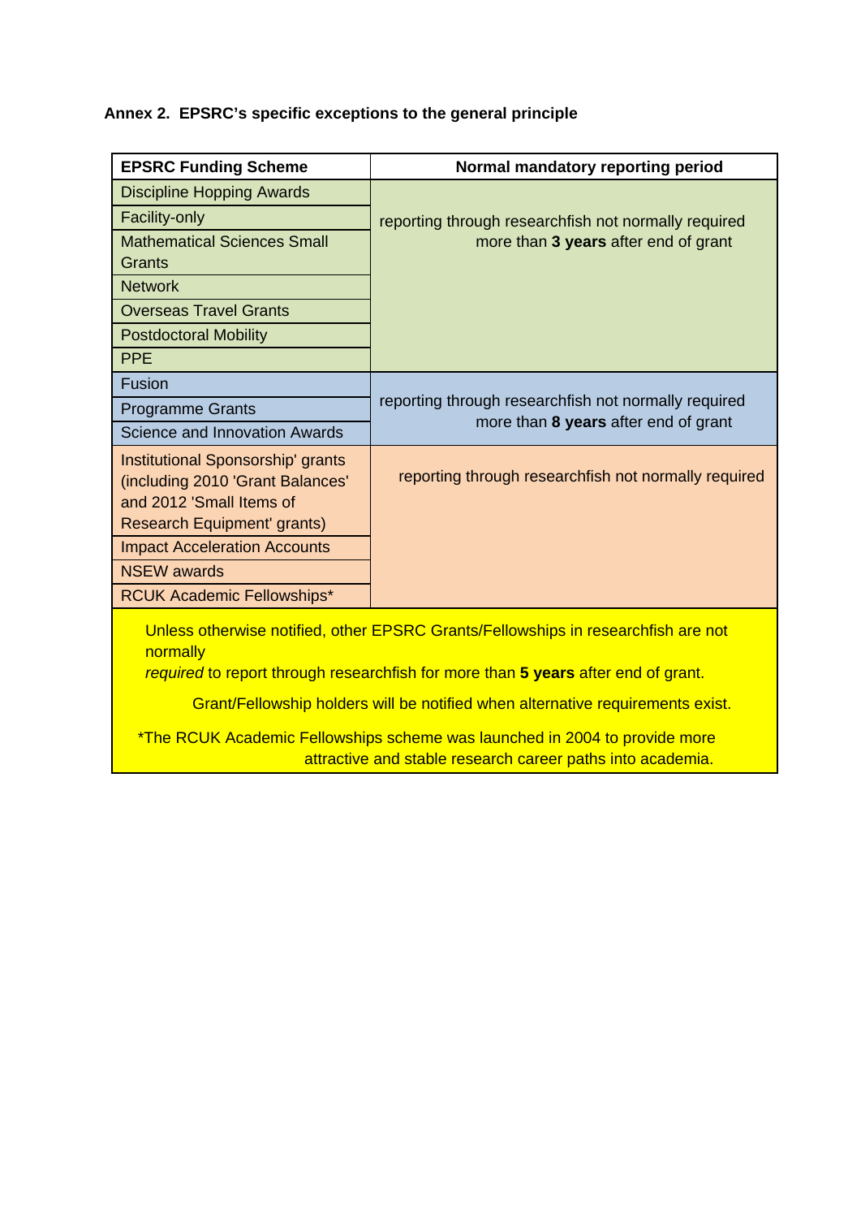**Annex 2. EPSRC's specific exceptions to the general principle**

| EPSRC Funding Scheme | Normal mandatory reporting period |
|---|---|
| Discipline Hopping Awards | reporting through researchfish not normally required more than **3 years** after end of grant |
| Facility-only | |
| Mathematical Sciences Small Grants | |
| Network | |
| Overseas Travel Grants | |
| Postdoctoral Mobility | |
| PPE | |
| Fusion | reporting through researchfish not normally required more than **8 years** after end of grant |
| Programme Grants | |
| Science and Innovation Awards | |
| Institutional Sponsorship' grants (including 2010 'Grant Balances' and 2012 'Small Items of Research Equipment' grants) | reporting through researchfish not normally required |
| Impact Acceleration Accounts | |
| NSEW awards | |
| RCUK Academic Fellowships* | |

Unless otherwise notified, other EPSRC Grants/Fellowships in researchfish are not normally *required* to report through researchfish for more than **5 years** after end of grant.

Grant/Fellowship holders will be notified when alternative requirements exist.

*The RCUK Academic Fellowships scheme was launched in 2004 to provide more attractive and stable research career paths into academia.